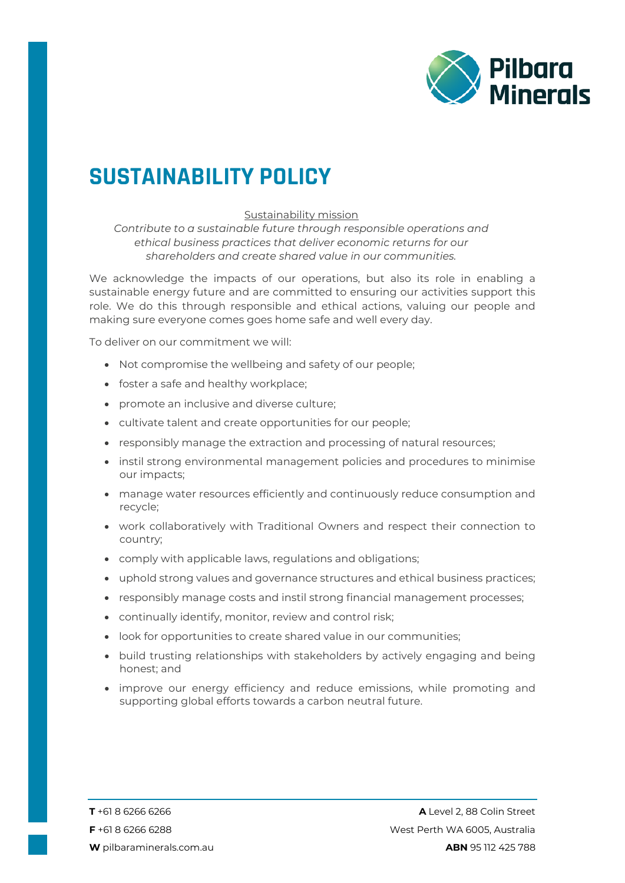# SUSTAINABILITY POLICY

<u>Sustainability mission</u>

*Contribute to a sustainable future through responsible operations and ethical business practices that deliver economic returns for our shareholders and create shared value in our communities.*

We acknowledge the impacts of our operations, but also its role in enabling a sustainable energy future and are committed to ensuring our activities support this role. We do this through responsible and ethical actions, valuing our people and making sure everyone comes goes home safe and well every day.

To deliver on our commitment we will:

- Not compromise the wellbeing and safety of our people;
- foster a safe and healthy workplace;
- promote an inclusive and diverse culture;
- cultivate talent and create opportunities for our people;
- responsibly manage the extraction and processing of natural resources;
- instil strong environmental management policies and procedures to minimise our impacts;
- manage water resources efficiently and continuously reduce consumption and recycle;
- work collaboratively with Traditional Owners and respect their connection to country;
- comply with applicable laws, regulations and obligations;
- uphold strong values and governance structures and ethical business practices;
- responsibly manage costs and instil strong financial management processes;
- continually identify, monitor, review and control risk;
- look for opportunities to create shared value in our communities;
- build trusting relationships with stakeholders by actively engaging and being honest; and
- improve our energy efficiency and reduce emissions, while promoting and supporting global efforts towards a carbon neutral future.

**T** +61 8 6266 6266
**F** +61 8 6266 6288
**W** pilbaraminerals.com.au

**A** Level 2, 88 Colin Street
West Perth WA 6005, Australia
**ABN** 95 112 425 788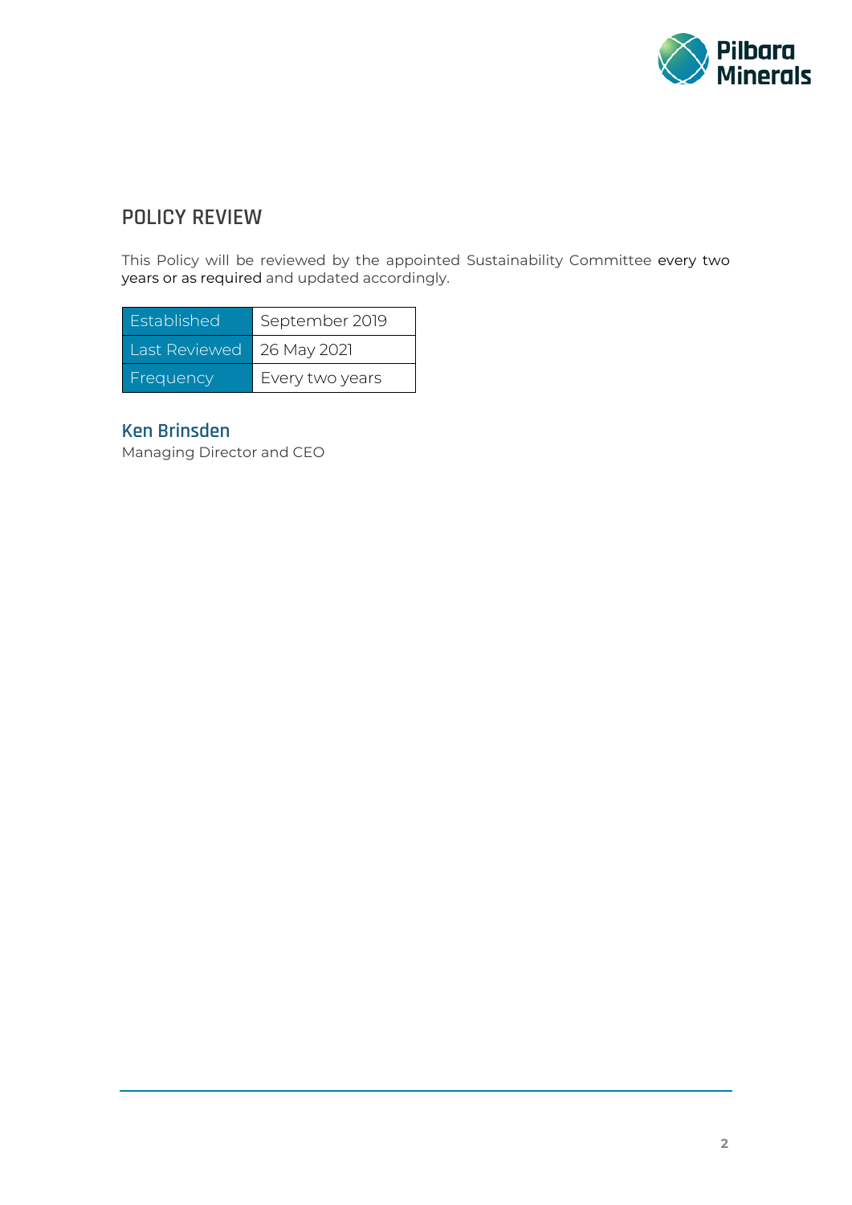## POLICY REVIEW

This Policy will be reviewed by the appointed Sustainability Committee every two years or as required and updated accordingly.

| | |
|---|---|
| Established | September 2019 |
| Last Reviewed | 26 May 2021 |
| Frequency | Every two years |

### Ken Brinsden

Managing Director and CEO